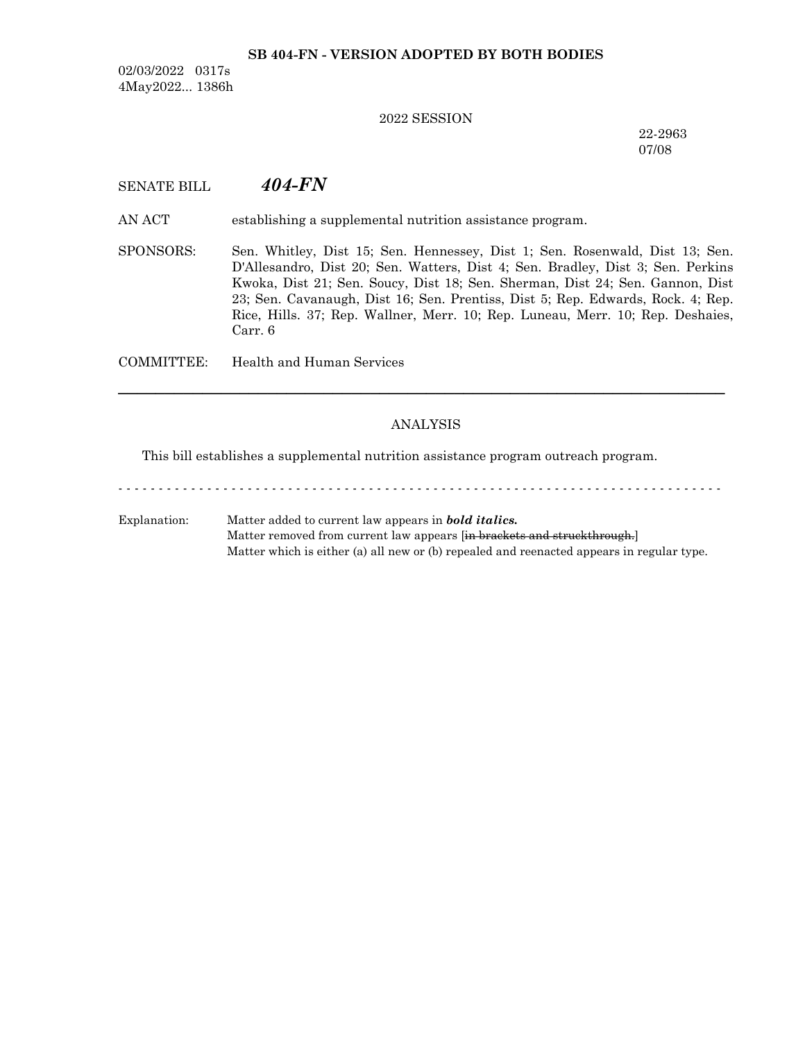**SB 404-FN - VERSION ADOPTED BY BOTH BODIES**

02/03/2022 0317s
4May2022... 1386h

2022 SESSION

22-2963
07/08

SENATE BILL ***404-FN***

AN ACT establishing a supplemental nutrition assistance program.

SPONSORS: Sen. Whitley, Dist 15; Sen. Hennessey, Dist 1; Sen. Rosenwald, Dist 13; Sen. D'Allesandro, Dist 20; Sen. Watters, Dist 4; Sen. Bradley, Dist 3; Sen. Perkins Kwoka, Dist 21; Sen. Soucy, Dist 18; Sen. Sherman, Dist 24; Sen. Gannon, Dist 23; Sen. Cavanaugh, Dist 16; Sen. Prentiss, Dist 5; Rep. Edwards, Rock. 4; Rep. Rice, Hills. 37; Rep. Wallner, Merr. 10; Rep. Luneau, Merr. 10; Rep. Deshaies, Carr. 6

COMMITTEE: Health and Human Services

---

ANALYSIS

This bill establishes a supplemental nutrition assistance program outreach program.

- - - - - - - - - - - - - - - - - - - - - - - - - - - - - - - - - - - - - - - - - - - - - - - - - - - - - - - - - - - - - - - - - - - - - - - - - - -

Explanation: Matter added to current law appears in ***bold italics.***
Matter removed from current law appears [~~in brackets and struckthrough.~~]
Matter which is either (a) all new or (b) repealed and reenacted appears in regular type.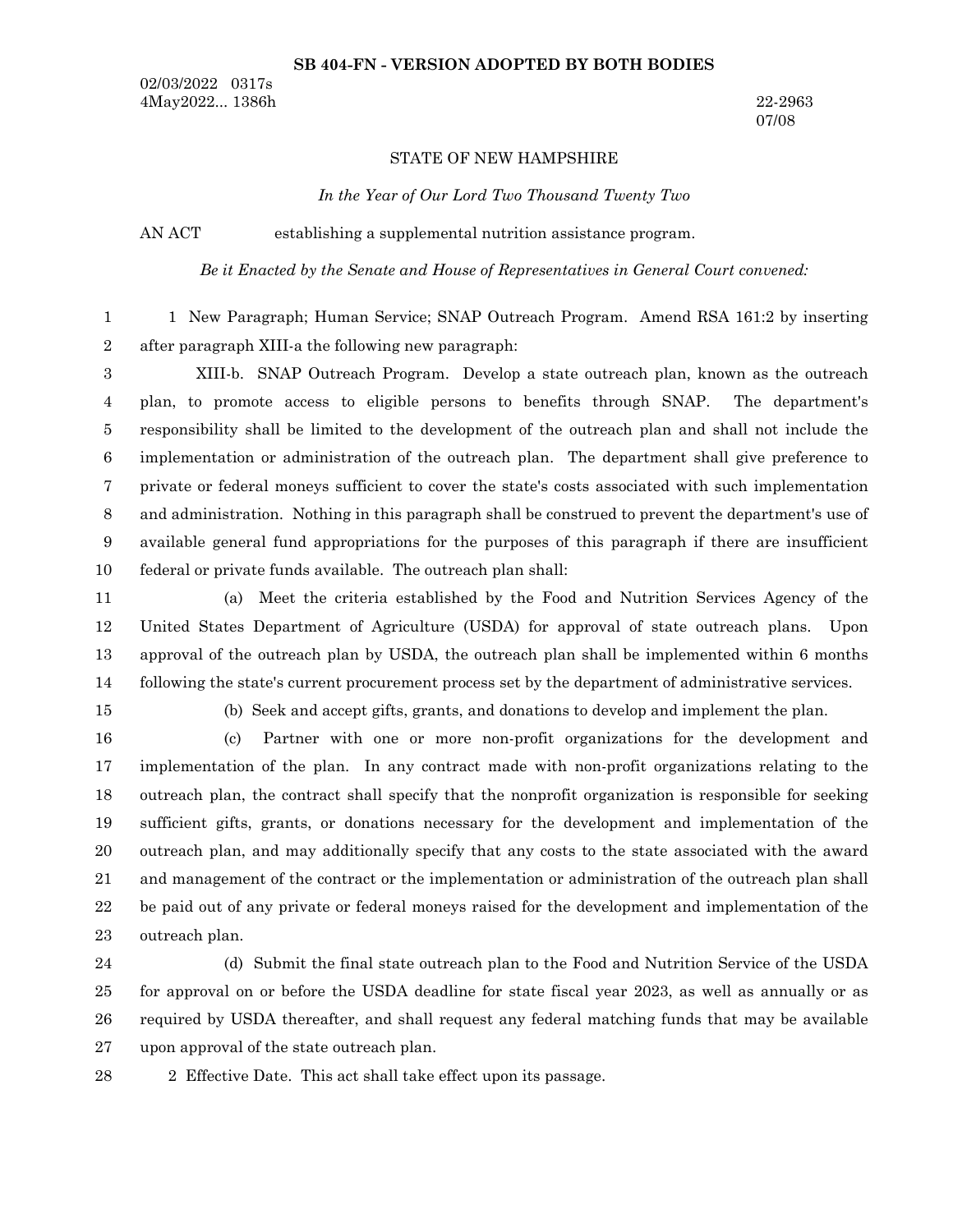**SB 404-FN - VERSION ADOPTED BY BOTH BODIES**

02/03/2022 0317s
4May2022... 1386h

22-2963
07/08

STATE OF NEW HAMPSHIRE

*In the Year of Our Lord Two Thousand Twenty Two*

AN ACT establishing a supplemental nutrition assistance program.

*Be it Enacted by the Senate and House of Representatives in General Court convened:*

1 New Paragraph; Human Service; SNAP Outreach Program. Amend RSA 161:2 by inserting after paragraph XIII-a the following new paragraph:

XIII-b. SNAP Outreach Program. Develop a state outreach plan, known as the outreach plan, to promote access to eligible persons to benefits through SNAP. The department's responsibility shall be limited to the development of the outreach plan and shall not include the implementation or administration of the outreach plan. The department shall give preference to private or federal moneys sufficient to cover the state's costs associated with such implementation and administration. Nothing in this paragraph shall be construed to prevent the department's use of available general fund appropriations for the purposes of this paragraph if there are insufficient federal or private funds available. The outreach plan shall:

(a) Meet the criteria established by the Food and Nutrition Services Agency of the United States Department of Agriculture (USDA) for approval of state outreach plans. Upon approval of the outreach plan by USDA, the outreach plan shall be implemented within 6 months following the state's current procurement process set by the department of administrative services.

(b) Seek and accept gifts, grants, and donations to develop and implement the plan.

(c) Partner with one or more non-profit organizations for the development and implementation of the plan. In any contract made with non-profit organizations relating to the outreach plan, the contract shall specify that the nonprofit organization is responsible for seeking sufficient gifts, grants, or donations necessary for the development and implementation of the outreach plan, and may additionally specify that any costs to the state associated with the award and management of the contract or the implementation or administration of the outreach plan shall be paid out of any private or federal moneys raised for the development and implementation of the outreach plan.

(d) Submit the final state outreach plan to the Food and Nutrition Service of the USDA for approval on or before the USDA deadline for state fiscal year 2023, as well as annually or as required by USDA thereafter, and shall request any federal matching funds that may be available upon approval of the state outreach plan.

2 Effective Date. This act shall take effect upon its passage.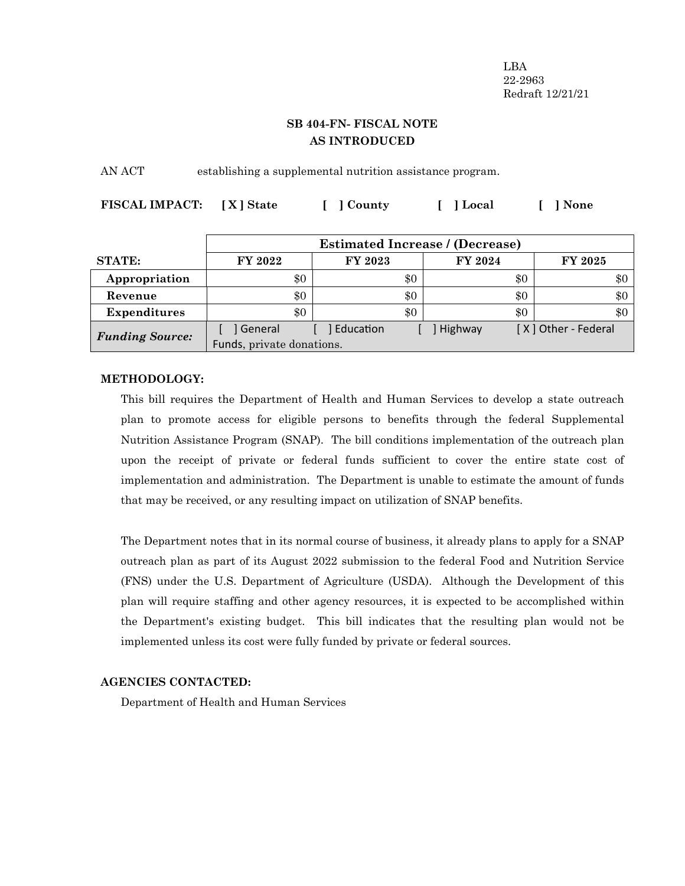LBA
22-2963
Redraft 12/21/21

**SB 404-FN- FISCAL NOTE**
**AS INTRODUCED**

AN ACT establishing a supplemental nutrition assistance program.

**FISCAL IMPACT:** **[ X ] State** **[ ] County** **[ ] Local** **[ ] None**

| | Estimated Increase / (Decrease) | | | |
|---|---|---|---|---|
| **STATE:** | **FY 2022** | **FY 2023** | **FY 2024** | **FY 2025** |
| **Appropriation** | $0 | $0 | $0 | $0 |
| **Revenue** | $0 | $0 | $0 | $0 |
| **Expenditures** | $0 | $0 | $0 | $0 |
| ***Funding Source:*** | [ ] General [ ] Education [ ] Highway [ X ] Other - Federal Funds, private donations. | | | |

**METHODOLOGY:**

This bill requires the Department of Health and Human Services to develop a state outreach plan to promote access for eligible persons to benefits through the federal Supplemental Nutrition Assistance Program (SNAP). The bill conditions implementation of the outreach plan upon the receipt of private or federal funds sufficient to cover the entire state cost of implementation and administration. The Department is unable to estimate the amount of funds that may be received, or any resulting impact on utilization of SNAP benefits.

The Department notes that in its normal course of business, it already plans to apply for a SNAP outreach plan as part of its August 2022 submission to the federal Food and Nutrition Service (FNS) under the U.S. Department of Agriculture (USDA). Although the Development of this plan will require staffing and other agency resources, it is expected to be accomplished within the Department's existing budget. This bill indicates that the resulting plan would not be implemented unless its cost were fully funded by private or federal sources.

**AGENCIES CONTACTED:**

Department of Health and Human Services